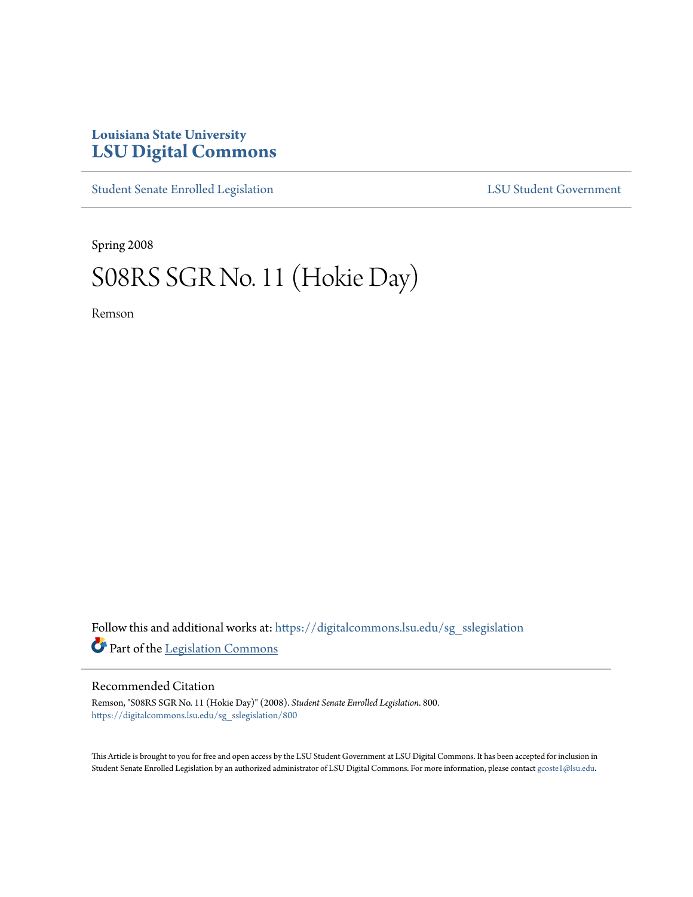Louisiana State University
# LSU Digital Commons

Student Senate Enrolled Legislation LSU Student Government

Spring 2008

# S08RS SGR No. 11 (Hokie Day)

Remson

Follow this and additional works at: https://digitalcommons.lsu.edu/sg_sslegislation

Part of the Legislation Commons

## Recommended Citation

Remson, "S08RS SGR No. 11 (Hokie Day)" (2008). *Student Senate Enrolled Legislation*. 800.
https://digitalcommons.lsu.edu/sg_sslegislation/800

This Article is brought to you for free and open access by the LSU Student Government at LSU Digital Commons. It has been accepted for inclusion in Student Senate Enrolled Legislation by an authorized administrator of LSU Digital Commons. For more information, please contact gcoste1@lsu.edu.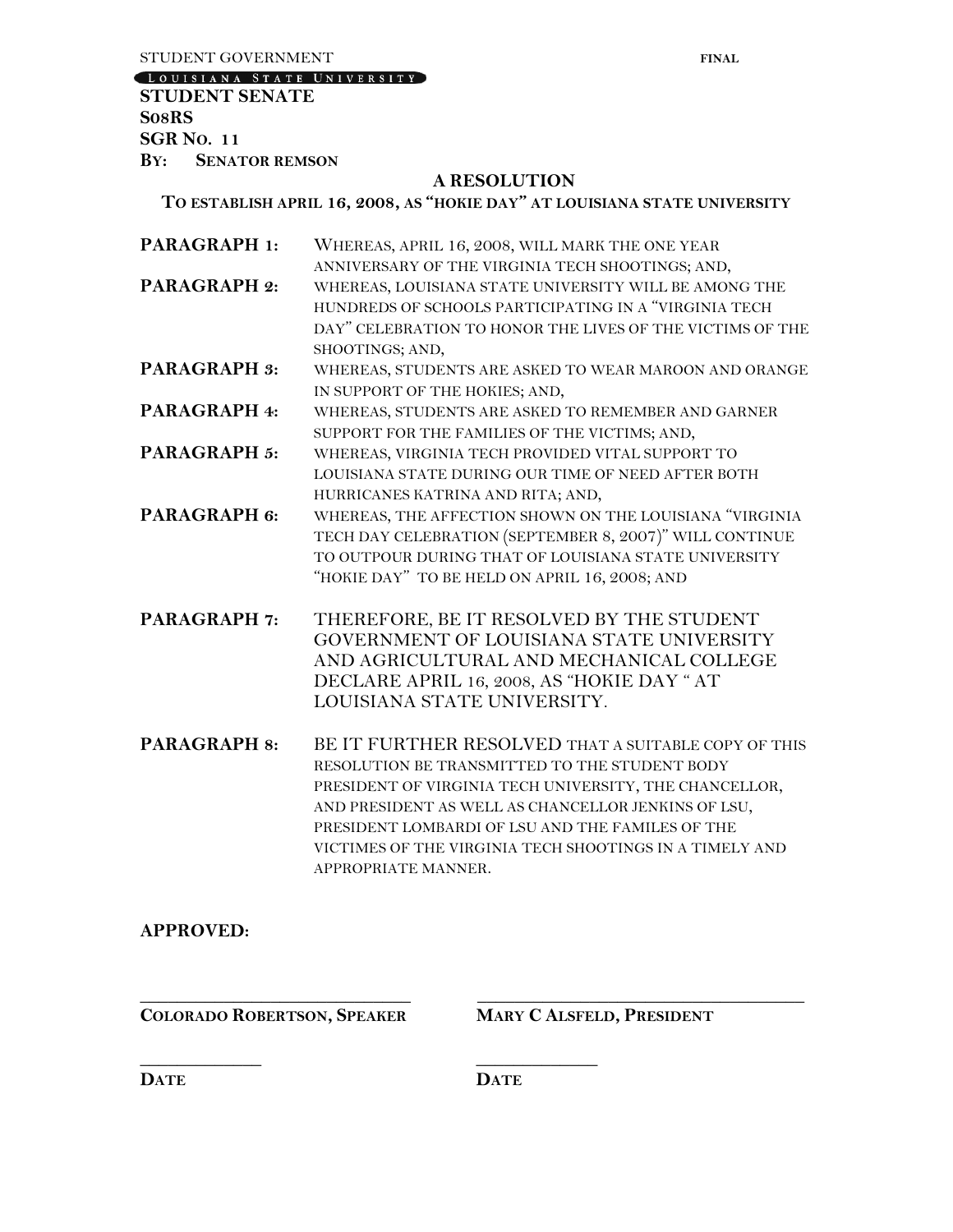STUDENT GOVERNMENT **FINAL**

LOUISIANA STATE UNIVERSITY

**STUDENT SENATE**
**S08RS**
**SGR NO. 11**
**BY: SENATOR REMSON**

## A RESOLUTION

**TO ESTABLISH APRIL 16, 2008, AS "HOKIE DAY" AT LOUISIANA STATE UNIVERSITY**

**PARAGRAPH 1:** WHEREAS, APRIL 16, 2008, WILL MARK THE ONE YEAR ANNIVERSARY OF THE VIRGINIA TECH SHOOTINGS; AND,

**PARAGRAPH 2:** WHEREAS, LOUISIANA STATE UNIVERSITY WILL BE AMONG THE HUNDREDS OF SCHOOLS PARTICIPATING IN A "VIRGINIA TECH DAY" CELEBRATION TO HONOR THE LIVES OF THE VICTIMS OF THE SHOOTINGS; AND,

**PARAGRAPH 3:** WHEREAS, STUDENTS ARE ASKED TO WEAR MAROON AND ORANGE IN SUPPORT OF THE HOKIES; AND,

**PARAGRAPH 4:** WHEREAS, STUDENTS ARE ASKED TO REMEMBER AND GARNER SUPPORT FOR THE FAMILIES OF THE VICTIMS; AND,

**PARAGRAPH 5:** WHEREAS, VIRGINIA TECH PROVIDED VITAL SUPPORT TO LOUISIANA STATE DURING OUR TIME OF NEED AFTER BOTH HURRICANES KATRINA AND RITA; AND,

**PARAGRAPH 6:** WHEREAS, THE AFFECTION SHOWN ON THE LOUISIANA "VIRGINIA TECH DAY CELEBRATION (SEPTEMBER 8, 2007)" WILL CONTINUE TO OUTPOUR DURING THAT OF LOUISIANA STATE UNIVERSITY "HOKIE DAY" TO BE HELD ON APRIL 16, 2008; AND

**PARAGRAPH 7:** THEREFORE, BE IT RESOLVED BY THE STUDENT GOVERNMENT OF LOUISIANA STATE UNIVERSITY AND AGRICULTURAL AND MECHANICAL COLLEGE DECLARE APRIL 16, 2008, AS "HOKIE DAY " AT LOUISIANA STATE UNIVERSITY.

**PARAGRAPH 8:** BE IT FURTHER RESOLVED THAT A SUITABLE COPY OF THIS RESOLUTION BE TRANSMITTED TO THE STUDENT BODY PRESIDENT OF VIRGINIA TECH UNIVERSITY, THE CHANCELLOR, AND PRESIDENT AS WELL AS CHANCELLOR JENKINS OF LSU, PRESIDENT LOMBARDI OF LSU AND THE FAMILES OF THE VICTIMES OF THE VIRGINIA TECH SHOOTINGS IN A TIMELY AND APPROPRIATE MANNER.

**APPROVED:**

\_\_\_\_\_\_\_\_\_\_\_\_\_\_\_\_\_\_\_\_\_\_\_\_\_\_\_\_\_\_
**COLORADO ROBERTSON, SPEAKER**

\_\_\_\_\_\_\_\_\_\_\_\_\_\_\_\_\_\_\_\_\_\_\_\_\_\_\_\_\_\_
**MARY C ALSFELD, PRESIDENT**

\_\_\_\_\_\_\_\_\_\_\_\_
**DATE**

\_\_\_\_\_\_\_\_\_\_\_\_
**DATE**